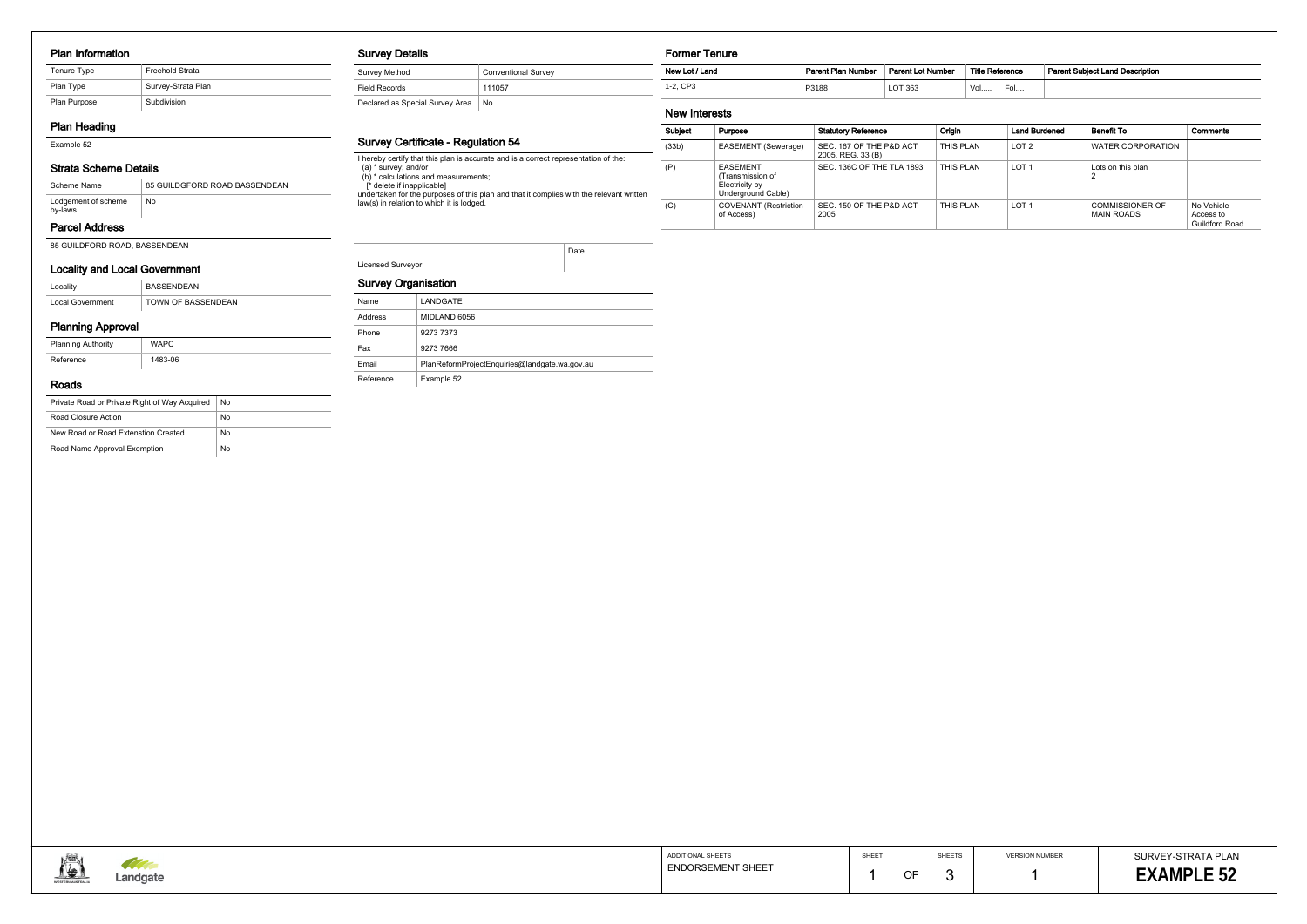## Plan Information

| | |
|---|---|
| Tenure Type | Freehold Strata |
| Plan Type | Survey-Strata Plan |
| Plan Purpose | Subdivision |

## Plan Heading

Example 52

## Strata Scheme Details

| | |
|---|---|
| Scheme Name | 85 GUILDGFORD ROAD BASSENDEAN |
| Lodgement of scheme by-laws | No |

## Parcel Address

85 GUILDFORD ROAD, BASSENDEAN

## Locality and Local Government

| | |
|---|---|
| Locality | BASSENDEAN |
| Local Government | TOWN OF BASSENDEAN |

## Planning Approval

| | |
|---|---|
| Planning Authority | WAPC |
| Reference | 1483-06 |

## Roads

| | |
|---|---|
| Private Road or Private Right of Way Acquired | No |
| Road Closure Action | No |
| New Road or Road Extenstion Created | No |
| Road Name Approval Exemption | No |

## Survey Details

| | |
|---|---|
| Survey Method | Conventional Survey |
| Field Records | 111057 |
| Declared as Special Survey Area | No |

## Survey Certificate - Regulation 54

I hereby certify that this plan is accurate and is a correct representation of the:
(a) * survey; and/or
(b) * calculations and measurements;
[* delete if inapplicable]
undertaken for the purposes of this plan and that it complies with the relevant written law(s) in relation to which it is lodged.

| | |
|---|---|
| Licensed Surveyor | Date |

## Survey Organisation

| | |
|---|---|
| Name | LANDGATE |
| Address | MIDLAND 6056 |
| Phone | 9273 7373 |
| Fax | 9273 7666 |
| Email | PlanReformProjectEnquiries@landgate.wa.gov.au |
| Reference | Example 52 |

## Former Tenure

| New Lot / Land | Parent Plan Number | Parent Lot Number | Title Reference | Parent Subject Land Description |
|---|---|---|---|---|
| 1-2, CP3 | P3188 | LOT 363 | Vol...... Fol.... | |

## New Interests

| Subject | Purpose | Statutory Reference | Origin | Land Burdened | Benefit To | Comments |
|---|---|---|---|---|---|---|
| (33b) | EASEMENT (Sewerage) | SEC. 167 OF THE P&D ACT 2005, REG. 33 (B) | THIS PLAN | LOT 2 | WATER CORPORATION | |
| (P) | EASEMENT (Transmission of Electricity by Underground Cable) | SEC. 136C OF THE TLA 1893 | THIS PLAN | LOT 1 | Lots on this plan 2 | |
| (C) | COVENANT (Restriction of Access) | SEC. 150 OF THE P&D ACT 2005 | THIS PLAN | LOT 1 | COMMISSIONER OF MAIN ROADS | No Vehicle Access to Guildford Road |

| ADDITIONAL SHEETS | SHEET | SHEETS | VERSION NUMBER | SURVEY-STRATA PLAN |
|---|---|---|---|---|
| ENDORSEMENT SHEET | 1 OF | 3 | 1 | **EXAMPLE 52** |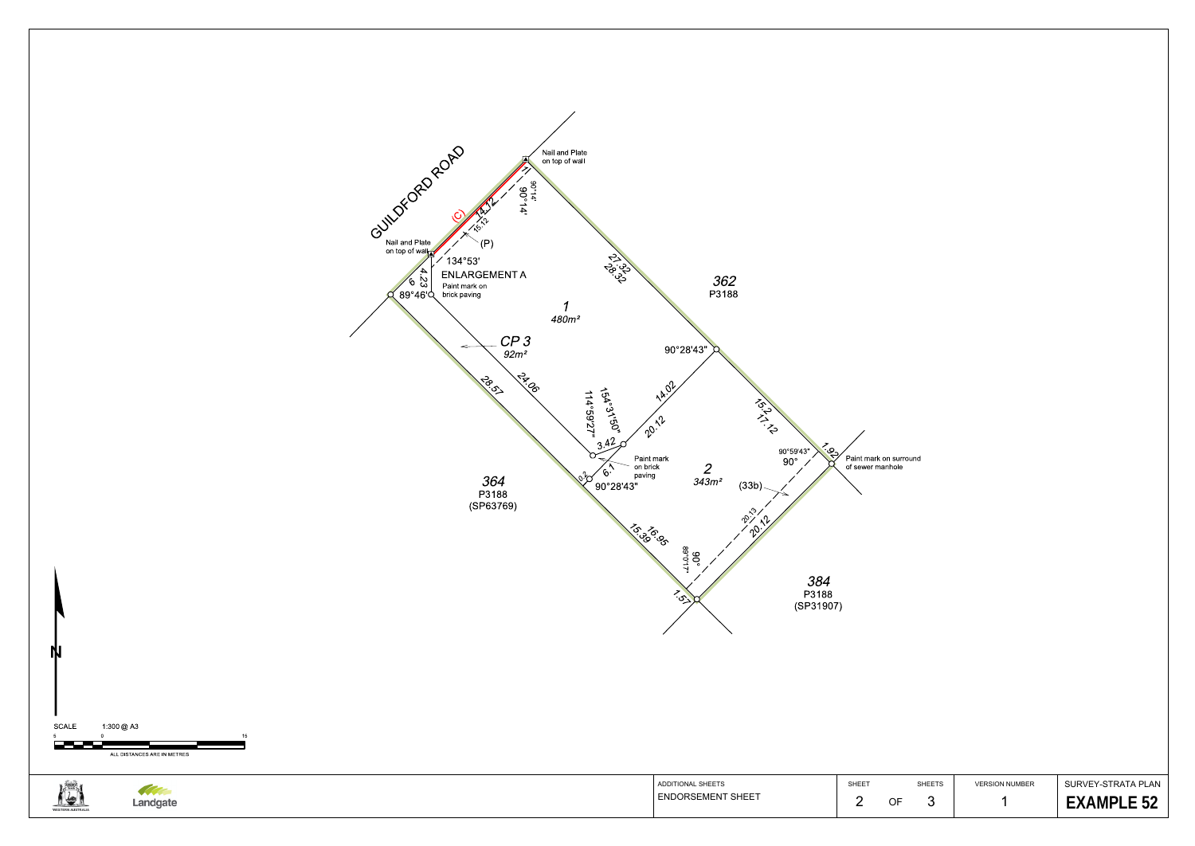GUILDFORD ROAD

Nail and Plate on top of wall

Nail and Plate on top of wall

(C) 14.12

15.12

(P)

90°14'

90°14'

134°53'

ENLARGEMENT A

4.23

6

89°46'

Paint mark on brick paving

27.32

28.32

362
P3188

1
480m²

CP 3
92m²

90°28'43"

28.57

24.06

114°59'27"

154°31'50"

14.02

20.12

15.2

17.12

3.42

6.1

Paint mark on brick paving

0.2

90°28'43"

2
343m²

90°59'43"

90°

1.92

Paint mark on surround of sewer manhole

(33b)

364
P3188
(SP63769)

15.39

16.95

20.13

20.12

89°0.17'

90°

1.57

384
P3188
(SP31907)

N

SCALE 1:300 @ A3

5 0 15

ALL DISTANCES ARE IN METRES

WESTERN AUSTRALIA

Landgate

ADDITIONAL SHEETS
ENDORSEMENT SHEET

| SHEET | | SHEETS | VERSION NUMBER | SURVEY-STRATA PLAN |
| --- | --- | --- | --- | --- |
| 2 | OF | 3 | 1 | **EXAMPLE 52** |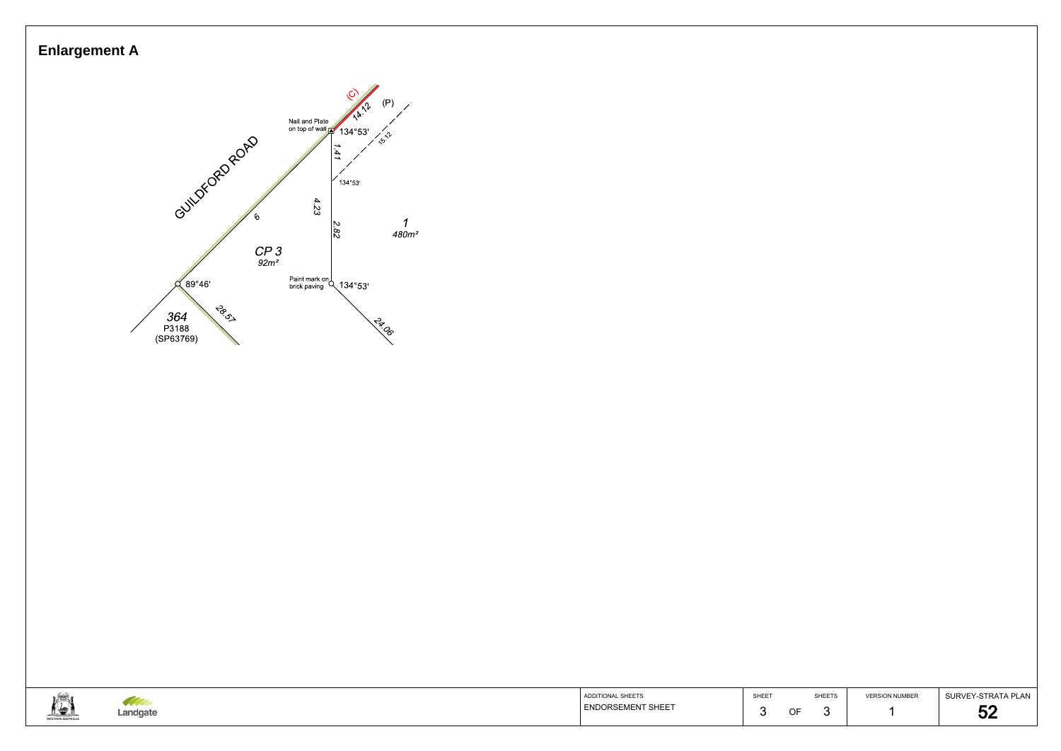## Enlargement A

GUILDFORD ROAD

(C)

14.12

(P)

Nail and Plate on top of wall

134°53'

15.12

1.41

134°53'

4.23

6

2.82

1
480m²

CP 3
92m²

89°46'

Paint mark on brick paving

134°53'

28.57

364
P3188
(SP63769)

24.06

| ADDITIONAL SHEETS | SHEET | | SHEETS | VERSION NUMBER | SURVEY-STRATA PLAN |
|---|---|---|---|---|---|
| ENDORSEMENT SHEET | 3 | OF | 3 | 1 | 52 |